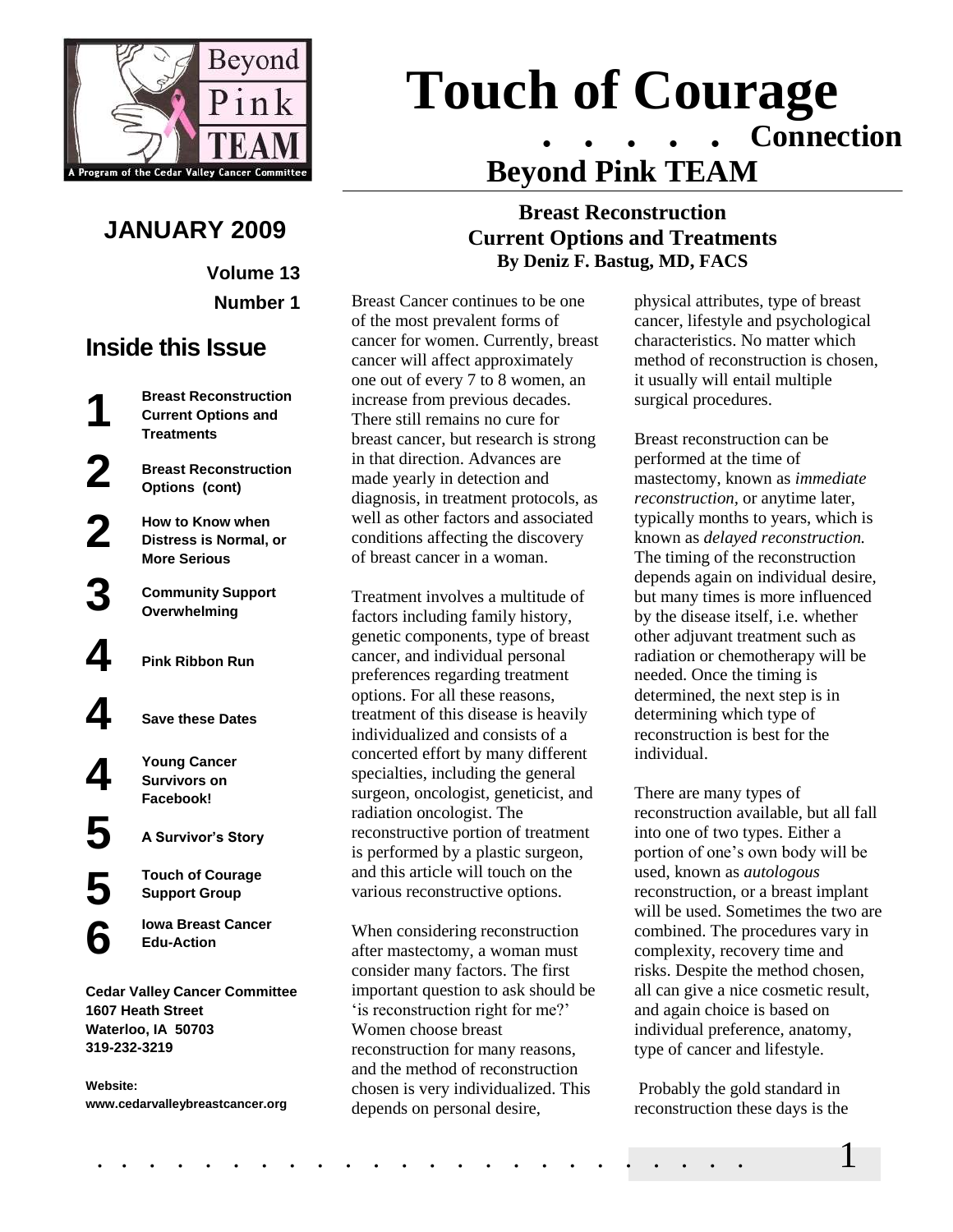Beyond Pink TEAM

A Program of the Cedar Valley Cancer Committee

# Touch of Courage

## . . . . . Connection

## Beyond Pink TEAM

**JANUARY 2009**

**Volume 13**

**Number 1**

### Inside this Issue

| | |
|---|---|
| **1** | **Breast Reconstruction Current Options and Treatments** |
| **2** | **Breast Reconstruction Options (cont)** |
| **2** | **How to Know when Distress is Normal, or More Serious** |
| **3** | **Community Support Overwhelming** |
| **4** | **Pink Ribbon Run** |
| **4** | **Save these Dates** |
| **4** | **Young Cancer Survivors on Facebook!** |
| **5** | **A Survivor's Story** |
| **5** | **Touch of Courage Support Group** |
| **6** | **Iowa Breast Cancer Edu-Action** |

**Cedar Valley Cancer Committee**
**1607 Heath Street**
**Waterloo, IA 50703**
**319-232-3219**

**Website:**
**www.cedarvalleybreastcancer.org**

## Breast Reconstruction Current Options and Treatments

**By Deniz F. Bastug, MD, FACS**

Breast Cancer continues to be one of the most prevalent forms of cancer for women. Currently, breast cancer will affect approximately one out of every 7 to 8 women, an increase from previous decades. There still remains no cure for breast cancer, but research is strong in that direction. Advances are made yearly in detection and diagnosis, in treatment protocols, as well as other factors and associated conditions affecting the discovery of breast cancer in a woman.

Treatment involves a multitude of factors including family history, genetic components, type of breast cancer, and individual personal preferences regarding treatment options. For all these reasons, treatment of this disease is heavily individualized and consists of a concerted effort by many different specialties, including the general surgeon, oncologist, geneticist, and radiation oncologist. The reconstructive portion of treatment is performed by a plastic surgeon, and this article will touch on the various reconstructive options.

When considering reconstruction after mastectomy, a woman must consider many factors. The first important question to ask should be 'is reconstruction right for me?' Women choose breast reconstruction for many reasons, and the method of reconstruction chosen is very individualized. This depends on personal desire, physical attributes, type of breast cancer, lifestyle and psychological characteristics. No matter which method of reconstruction is chosen, it usually will entail multiple surgical procedures.

Breast reconstruction can be performed at the time of mastectomy, known as *immediate reconstruction,* or anytime later, typically months to years, which is known as *delayed reconstruction.* The timing of the reconstruction depends again on individual desire, but many times is more influenced by the disease itself, i.e. whether other adjuvant treatment such as radiation or chemotherapy will be needed. Once the timing is determined, the next step is in determining which type of reconstruction is best for the individual.

There are many types of reconstruction available, but all fall into one of two types. Either a portion of one's own body will be used, known as *autologous* reconstruction, or a breast implant will be used. Sometimes the two are combined. The procedures vary in complexity, recovery time and risks. Despite the method chosen, all can give a nice cosmetic result, and again choice is based on individual preference, anatomy, type of cancer and lifestyle.

Probably the gold standard in reconstruction these days is the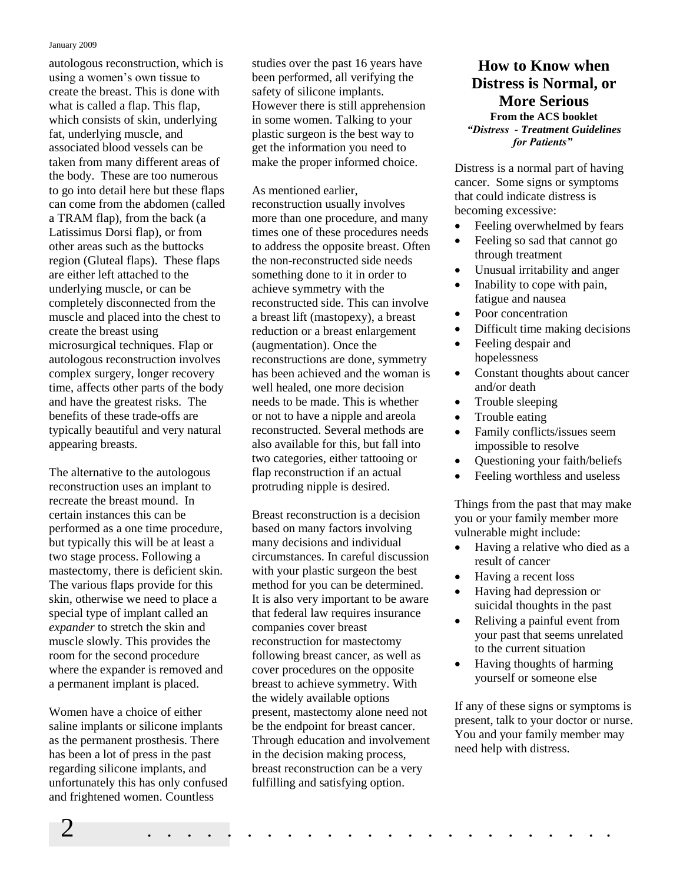autologous reconstruction, which is using a women's own tissue to create the breast. This is done with what is called a flap. This flap, which consists of skin, underlying fat, underlying muscle, and associated blood vessels can be taken from many different areas of the body. These are too numerous to go into detail here but these flaps can come from the abdomen (called a TRAM flap), from the back (a Latissimus Dorsi flap), or from other areas such as the buttocks region (Gluteal flaps). These flaps are either left attached to the underlying muscle, or can be completely disconnected from the muscle and placed into the chest to create the breast using microsurgical techniques. Flap or autologous reconstruction involves complex surgery, longer recovery time, affects other parts of the body and have the greatest risks. The benefits of these trade-offs are typically beautiful and very natural appearing breasts.

The alternative to the autologous reconstruction uses an implant to recreate the breast mound. In certain instances this can be performed as a one time procedure, but typically this will be at least a two stage process. Following a mastectomy, there is deficient skin. The various flaps provide for this skin, otherwise we need to place a special type of implant called an *expander* to stretch the skin and muscle slowly. This provides the room for the second procedure where the expander is removed and a permanent implant is placed.

Women have a choice of either saline implants or silicone implants as the permanent prosthesis. There has been a lot of press in the past regarding silicone implants, and unfortunately this has only confused and frightened women. Countless studies over the past 16 years have been performed, all verifying the safety of silicone implants. However there is still apprehension in some women. Talking to your plastic surgeon is the best way to get the information you need to make the proper informed choice.

As mentioned earlier, reconstruction usually involves more than one procedure, and many times one of these procedures needs to address the opposite breast. Often the non-reconstructed side needs something done to it in order to achieve symmetry with the reconstructed side. This can involve a breast lift (mastopexy), a breast reduction or a breast enlargement (augmentation). Once the reconstructions are done, symmetry has been achieved and the woman is well healed, one more decision needs to be made. This is whether or not to have a nipple and areola reconstructed. Several methods are also available for this, but fall into two categories, either tattooing or flap reconstruction if an actual protruding nipple is desired.

Breast reconstruction is a decision based on many factors involving many decisions and individual circumstances. In careful discussion with your plastic surgeon the best method for you can be determined. It is also very important to be aware that federal law requires insurance companies cover breast reconstruction for mastectomy following breast cancer, as well as cover procedures on the opposite breast to achieve symmetry. With the widely available options present, mastectomy alone need not be the endpoint for breast cancer. Through education and involvement in the decision making process, breast reconstruction can be a very fulfilling and satisfying option.

## How to Know when Distress is Normal, or More Serious

**From the ACS booklet**
***"Distress - Treatment Guidelines for Patients"***

Distress is a normal part of having cancer. Some signs or symptoms that could indicate distress is becoming excessive:

- Feeling overwhelmed by fears
- Feeling so sad that cannot go through treatment
- Unusual irritability and anger
- Inability to cope with pain, fatigue and nausea
- Poor concentration
- Difficult time making decisions
- Feeling despair and hopelessness
- Constant thoughts about cancer and/or death
- Trouble sleeping
- Trouble eating
- Family conflicts/issues seem impossible to resolve
- Questioning your faith/beliefs
- Feeling worthless and useless

Things from the past that may make you or your family member more vulnerable might include:

- Having a relative who died as a result of cancer
- Having a recent loss
- Having had depression or suicidal thoughts in the past
- Reliving a painful event from your past that seems unrelated to the current situation
- Having thoughts of harming yourself or someone else

If any of these signs or symptoms is present, talk to your doctor or nurse. You and your family member may need help with distress.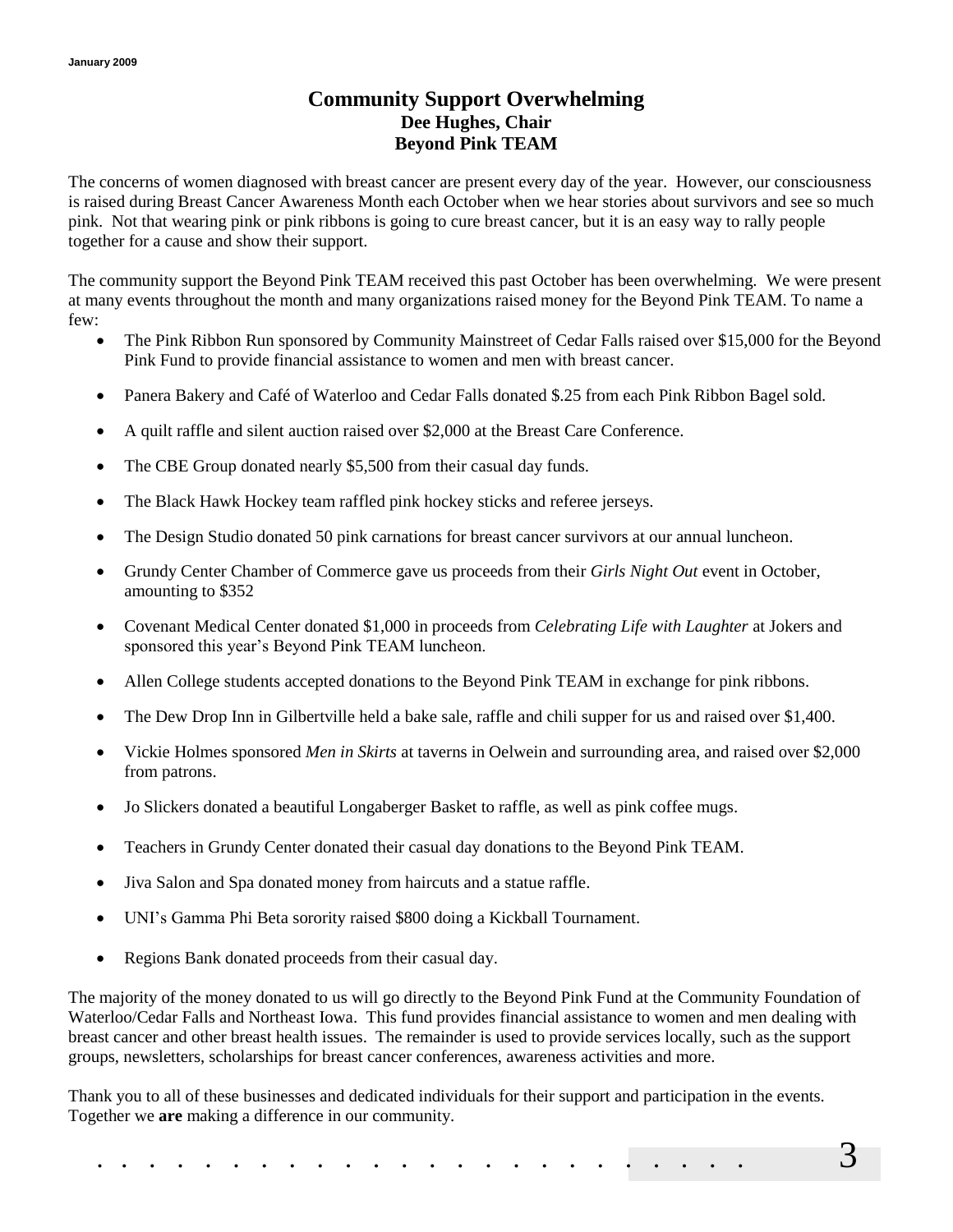# Community Support Overwhelming

**Dee Hughes, Chair**
**Beyond Pink TEAM**

The concerns of women diagnosed with breast cancer are present every day of the year. However, our consciousness is raised during Breast Cancer Awareness Month each October when we hear stories about survivors and see so much pink. Not that wearing pink or pink ribbons is going to cure breast cancer, but it is an easy way to rally people together for a cause and show their support.

The community support the Beyond Pink TEAM received this past October has been overwhelming. We were present at many events throughout the month and many organizations raised money for the Beyond Pink TEAM. To name a few:

- The Pink Ribbon Run sponsored by Community Mainstreet of Cedar Falls raised over $15,000 for the Beyond Pink Fund to provide financial assistance to women and men with breast cancer.
- Panera Bakery and Café of Waterloo and Cedar Falls donated $.25 from each Pink Ribbon Bagel sold.
- A quilt raffle and silent auction raised over $2,000 at the Breast Care Conference.
- The CBE Group donated nearly $5,500 from their casual day funds.
- The Black Hawk Hockey team raffled pink hockey sticks and referee jerseys.
- The Design Studio donated 50 pink carnations for breast cancer survivors at our annual luncheon.
- Grundy Center Chamber of Commerce gave us proceeds from their *Girls Night Out* event in October, amounting to $352
- Covenant Medical Center donated $1,000 in proceeds from *Celebrating Life with Laughter* at Jokers and sponsored this year's Beyond Pink TEAM luncheon.
- Allen College students accepted donations to the Beyond Pink TEAM in exchange for pink ribbons.
- The Dew Drop Inn in Gilbertville held a bake sale, raffle and chili supper for us and raised over $1,400.
- Vickie Holmes sponsored *Men in Skirts* at taverns in Oelwein and surrounding area, and raised over $2,000 from patrons.
- Jo Slickers donated a beautiful Longaberger Basket to raffle, as well as pink coffee mugs.
- Teachers in Grundy Center donated their casual day donations to the Beyond Pink TEAM.
- Jiva Salon and Spa donated money from haircuts and a statue raffle.
- UNI's Gamma Phi Beta sorority raised $800 doing a Kickball Tournament.
- Regions Bank donated proceeds from their casual day.

The majority of the money donated to us will go directly to the Beyond Pink Fund at the Community Foundation of Waterloo/Cedar Falls and Northeast Iowa. This fund provides financial assistance to women and men dealing with breast cancer and other breast health issues. The remainder is used to provide services locally, such as the support groups, newsletters, scholarships for breast cancer conferences, awareness activities and more.

Thank you to all of these businesses and dedicated individuals for their support and participation in the events. Together we **are** making a difference in our community.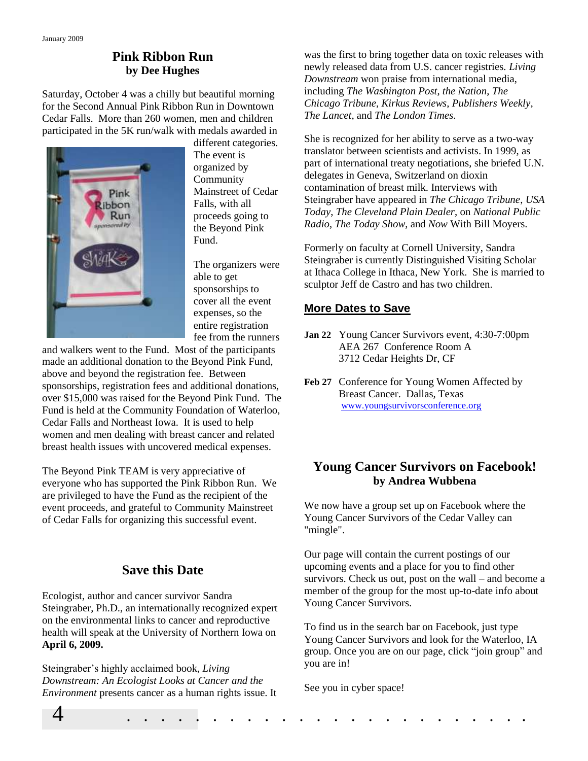## Pink Ribbon Run
**by Dee Hughes**

Saturday, October 4 was a chilly but beautiful morning for the Second Annual Pink Ribbon Run in Downtown Cedar Falls. More than 260 women, men and children participated in the 5K run/walk with medals awarded in different categories. The event is organized by Community Mainstreet of Cedar Falls, with all proceeds going to the Beyond Pink Fund.

The organizers were able to get sponsorships to cover all the event expenses, so the entire registration fee from the runners and walkers went to the Fund. Most of the participants made an additional donation to the Beyond Pink Fund, above and beyond the registration fee. Between sponsorships, registration fees and additional donations, over $15,000 was raised for the Beyond Pink Fund. The Fund is held at the Community Foundation of Waterloo, Cedar Falls and Northeast Iowa. It is used to help women and men dealing with breast cancer and related breast health issues with uncovered medical expenses.

The Beyond Pink TEAM is very appreciative of everyone who has supported the Pink Ribbon Run. We are privileged to have the Fund as the recipient of the event proceeds, and grateful to Community Mainstreet of Cedar Falls for organizing this successful event.

## Save this Date

Ecologist, author and cancer survivor Sandra Steingraber, Ph.D., an internationally recognized expert on the environmental links to cancer and reproductive health will speak at the University of Northern Iowa on **April 6, 2009.**

Steingraber's highly acclaimed book, *Living Downstream: An Ecologist Looks at Cancer and the Environment* presents cancer as a human rights issue. It was the first to bring together data on toxic releases with newly released data from U.S. cancer registries. *Living Downstream* won praise from international media, including *The Washington Post*, *the Nation*, *The Chicago Tribune*, *Kirkus Reviews*, *Publishers Weekly*, *The Lancet*, and *The London Times*.

She is recognized for her ability to serve as a two-way translator between scientists and activists. In 1999, as part of international treaty negotiations, she briefed U.N. delegates in Geneva, Switzerland on dioxin contamination of breast milk. Interviews with Steingraber have appeared in *The Chicago Tribune*, *USA Today*, *The Cleveland Plain Dealer*, on *National Public Radio*, *The Today Show*, and *Now* With Bill Moyers.

Formerly on faculty at Cornell University, Sandra Steingraber is currently Distinguished Visiting Scholar at Ithaca College in Ithaca, New York. She is married to sculptor Jeff de Castro and has two children.

## More Dates to Save

**Jan 22** Young Cancer Survivors event, 4:30-7:00pm
AEA 267 Conference Room A
3712 Cedar Heights Dr, CF

**Feb 27** Conference for Young Women Affected by Breast Cancer. Dallas, Texas
www.youngsurvivorsconference.org

## Young Cancer Survivors on Facebook!
**by Andrea Wubbena**

We now have a group set up on Facebook where the Young Cancer Survivors of the Cedar Valley can "mingle".

Our page will contain the current postings of our upcoming events and a place for you to find other survivors. Check us out, post on the wall – and become a member of the group for the most up-to-date info about Young Cancer Survivors.

To find us in the search bar on Facebook, just type Young Cancer Survivors and look for the Waterloo, IA group. Once you are on our page, click "join group" and you are in!

See you in cyber space!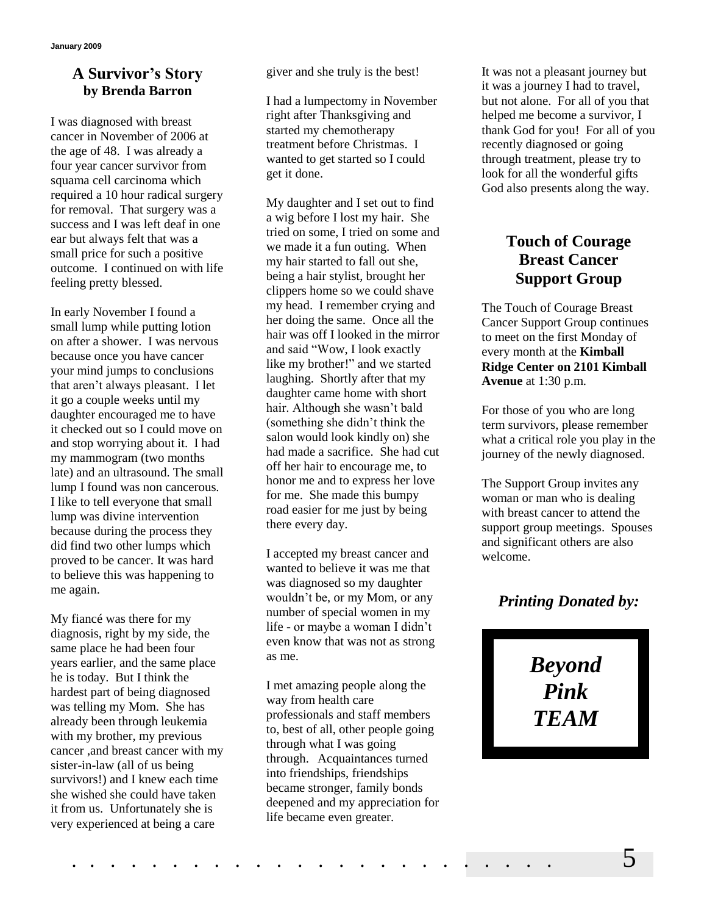## A Survivor's Story
**by Brenda Barron**

I was diagnosed with breast cancer in November of 2006 at the age of 48. I was already a four year cancer survivor from squama cell carcinoma which required a 10 hour radical surgery for removal. That surgery was a success and I was left deaf in one ear but always felt that was a small price for such a positive outcome. I continued on with life feeling pretty blessed.

In early November I found a small lump while putting lotion on after a shower. I was nervous because once you have cancer your mind jumps to conclusions that aren't always pleasant. I let it go a couple weeks until my daughter encouraged me to have it checked out so I could move on and stop worrying about it. I had my mammogram (two months late) and an ultrasound. The small lump I found was non cancerous. I like to tell everyone that small lump was divine intervention because during the process they did find two other lumps which proved to be cancer. It was hard to believe this was happening to me again.

My fiancé was there for my diagnosis, right by my side, the same place he had been four years earlier, and the same place he is today. But I think the hardest part of being diagnosed was telling my Mom. She has already been through leukemia with my brother, my previous cancer ,and breast cancer with my sister-in-law (all of us being survivors!) and I knew each time she wished she could have taken it from us. Unfortunately she is very experienced at being a care giver and she truly is the best!

I had a lumpectomy in November right after Thanksgiving and started my chemotherapy treatment before Christmas. I wanted to get started so I could get it done.

My daughter and I set out to find a wig before I lost my hair. She tried on some, I tried on some and we made it a fun outing. When my hair started to fall out she, being a hair stylist, brought her clippers home so we could shave my head. I remember crying and her doing the same. Once all the hair was off I looked in the mirror and said "Wow, I look exactly like my brother!" and we started laughing. Shortly after that my daughter came home with short hair. Although she wasn't bald (something she didn't think the salon would look kindly on) she had made a sacrifice. She had cut off her hair to encourage me, to honor me and to express her love for me. She made this bumpy road easier for me just by being there every day.

I accepted my breast cancer and wanted to believe it was me that was diagnosed so my daughter wouldn't be, or my Mom, or any number of special women in my life - or maybe a woman I didn't even know that was not as strong as me.

I met amazing people along the way from health care professionals and staff members to, best of all, other people going through what I was going through. Acquaintances turned into friendships, friendships became stronger, family bonds deepened and my appreciation for life became even greater.

It was not a pleasant journey but it was a journey I had to travel, but not alone. For all of you that helped me become a survivor, I thank God for you! For all of you recently diagnosed or going through treatment, please try to look for all the wonderful gifts God also presents along the way.

## Touch of Courage Breast Cancer Support Group

The Touch of Courage Breast Cancer Support Group continues to meet on the first Monday of every month at the **Kimball Ridge Center on 2101 Kimball Avenue** at 1:30 p.m.

For those of you who are long term survivors, please remember what a critical role you play in the journey of the newly diagnosed.

The Support Group invites any woman or man who is dealing with breast cancer to attend the support group meetings. Spouses and significant others are also welcome.

***Printing Donated by:***

***Beyond Pink TEAM***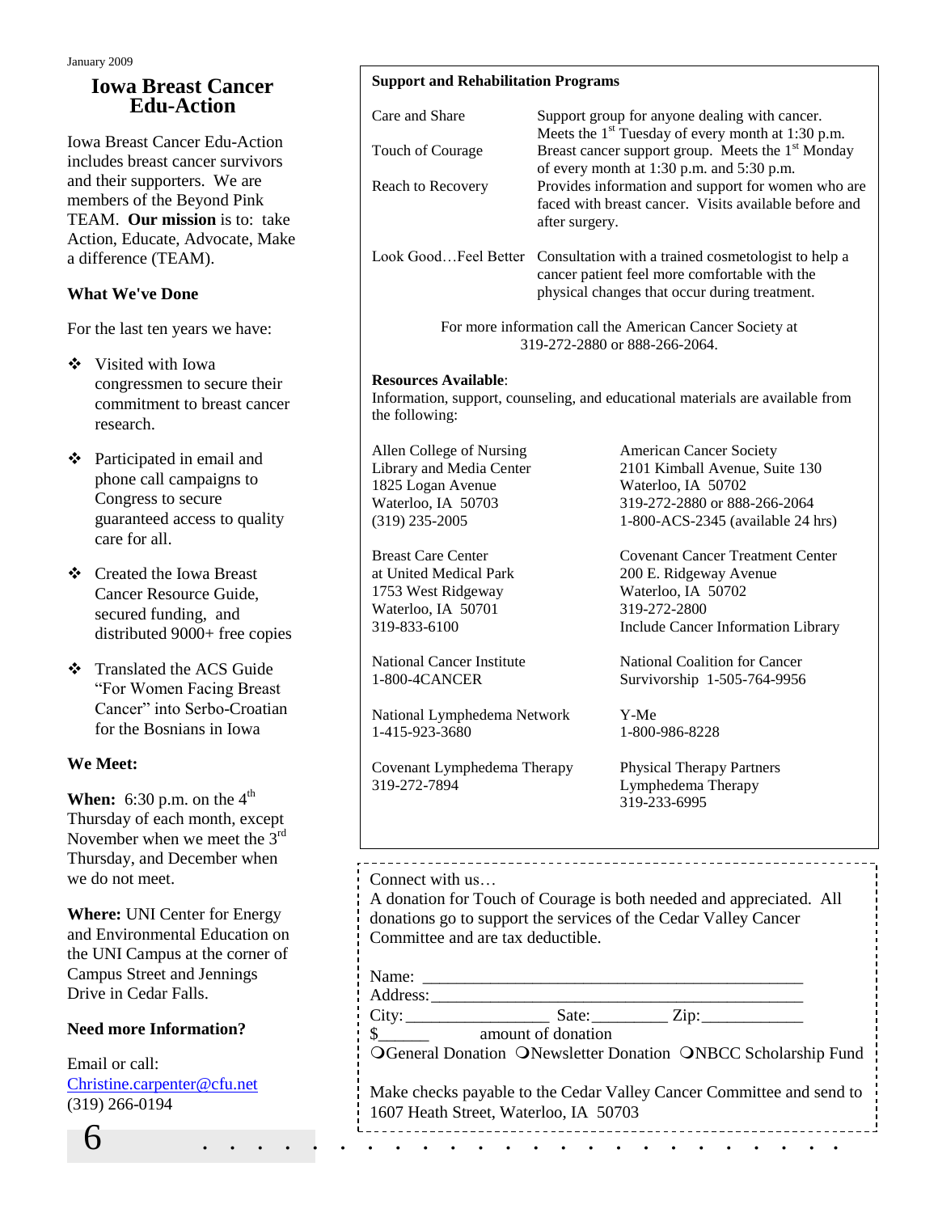January 2009

# Iowa Breast Cancer Edu-Action

Iowa Breast Cancer Edu-Action includes breast cancer survivors and their supporters. We are members of the Beyond Pink TEAM. **Our mission** is to: take Action, Educate, Advocate, Make a difference (TEAM).

### What We've Done

For the last ten years we have:

- Visited with Iowa congressmen to secure their commitment to breast cancer research.
- Participated in email and phone call campaigns to Congress to secure guaranteed access to quality care for all.
- Created the Iowa Breast Cancer Resource Guide, secured funding, and distributed 9000+ free copies
- Translated the ACS Guide "For Women Facing Breast Cancer" into Serbo-Croatian for the Bosnians in Iowa

### We Meet:

**When:** 6:30 p.m. on the 4th Thursday of each month, except November when we meet the 3rd Thursday, and December when we do not meet.

**Where:** UNI Center for Energy and Environmental Education on the UNI Campus at the corner of Campus Street and Jennings Drive in Cedar Falls.

### Need more Information?

Email or call:
Christine.carpenter@cfu.net
(319) 266-0194

---

**Support and Rehabilitation Programs**

| | |
|---|---|
| Care and Share | Support group for anyone dealing with cancer. Meets the 1st Tuesday of every month at 1:30 p.m. |
| Touch of Courage | Breast cancer support group. Meets the 1st Monday of every month at 1:30 p.m. and 5:30 p.m. |
| Reach to Recovery | Provides information and support for women who are faced with breast cancer. Visits available before and after surgery. |
| Look Good…Feel Better | Consultation with a trained cosmetologist to help a cancer patient feel more comfortable with the physical changes that occur during treatment. |

For more information call the American Cancer Society at 319-272-2880 or 888-266-2064.

**Resources Available**:
Information, support, counseling, and educational materials are available from the following:

Allen College of Nursing
Library and Media Center
1825 Logan Avenue
Waterloo, IA 50703
(319) 235-2005

American Cancer Society
2101 Kimball Avenue, Suite 130
Waterloo, IA 50702
319-272-2880 or 888-266-2064
1-800-ACS-2345 (available 24 hrs)

Breast Care Center
at United Medical Park
1753 West Ridgeway
Waterloo, IA 50701
319-833-6100

Covenant Cancer Treatment Center
200 E. Ridgeway Avenue
Waterloo, IA 50702
319-272-2800
Include Cancer Information Library

National Cancer Institute
1-800-4CANCER

National Coalition for Cancer Survivorship 1-505-764-9956

National Lymphedema Network
1-415-923-3680

Y-Me
1-800-986-8228

Covenant Lymphedema Therapy
319-272-7894

Physical Therapy Partners
Lymphedema Therapy
319-233-6995

---

Connect with us…
A donation for Touch of Courage is both needed and appreciated. All donations go to support the services of the Cedar Valley Cancer Committee and are tax deductible.

Name: ______________________________________________
Address:_____________________________________________
City:________________ Sate:_________ Zip:____________
$______ amount of donation
❍General Donation ❍Newsletter Donation ❍NBCC Scholarship Fund

Make checks payable to the Cedar Valley Cancer Committee and send to 1607 Heath Street, Waterloo, IA 50703